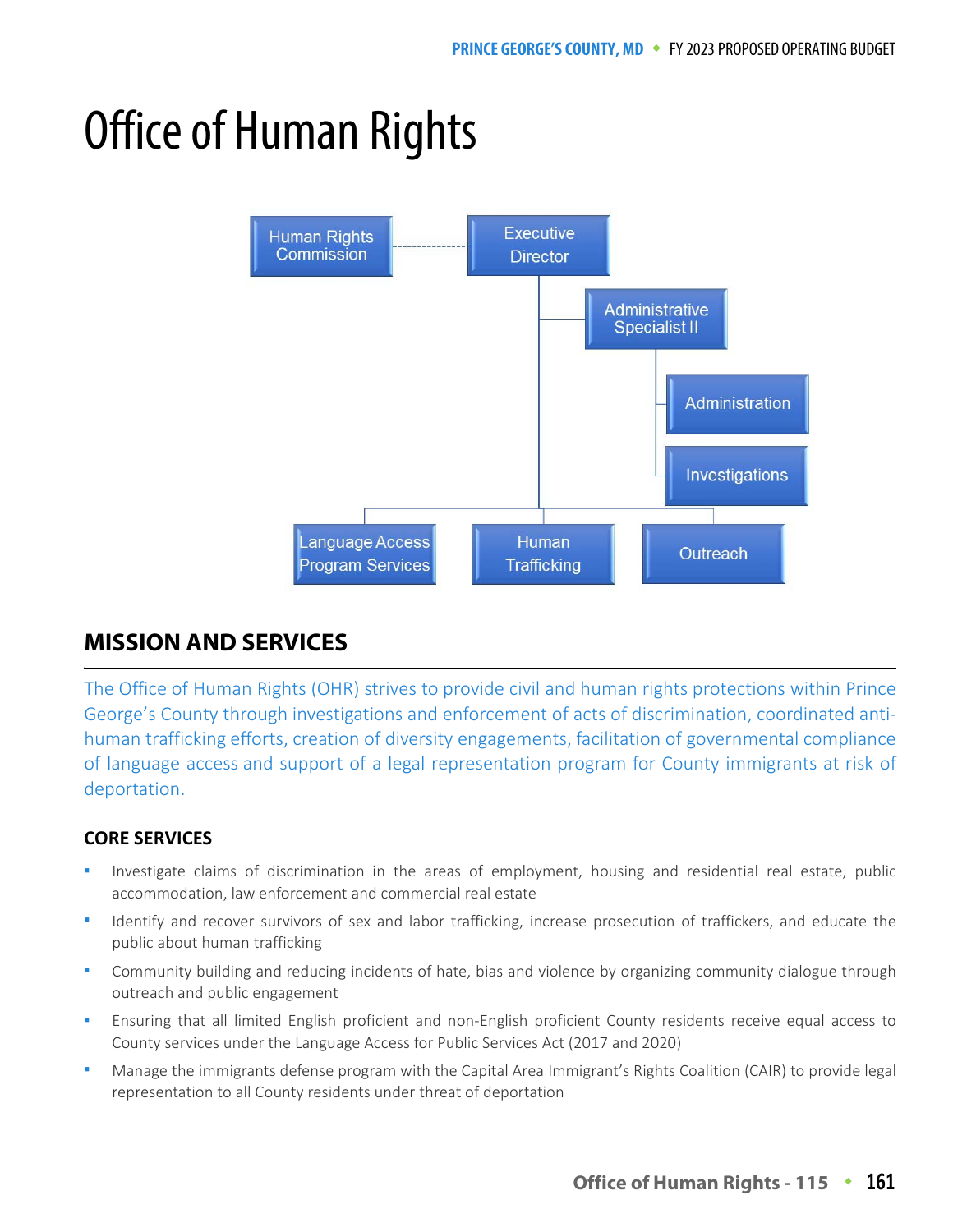# Office of Human Rights

## MISSION AND SERVICES

The Office of Human Rights (OHR) strives to provide civil and human rights protections within Prince George's County through investigations and enforcement of acts of discrimination, coordinated anti-human trafficking efforts, creation of diversity engagements, facilitation of governmental compliance of language access and support of a legal representation program for County immigrants at risk of deportation.

### CORE SERVICES

- Investigate claims of discrimination in the areas of employment, housing and residential real estate, public accommodation, law enforcement and commercial real estate
- Identify and recover survivors of sex and labor trafficking, increase prosecution of traffickers, and educate the public about human trafficking
- Community building and reducing incidents of hate, bias and violence by organizing community dialogue through outreach and public engagement
- Ensuring that all limited English proficient and non-English proficient County residents receive equal access to County services under the Language Access for Public Services Act (2017 and 2020)
- Manage the immigrants defense program with the Capital Area Immigrant's Rights Coalition (CAIR) to provide legal representation to all County residents under threat of deportation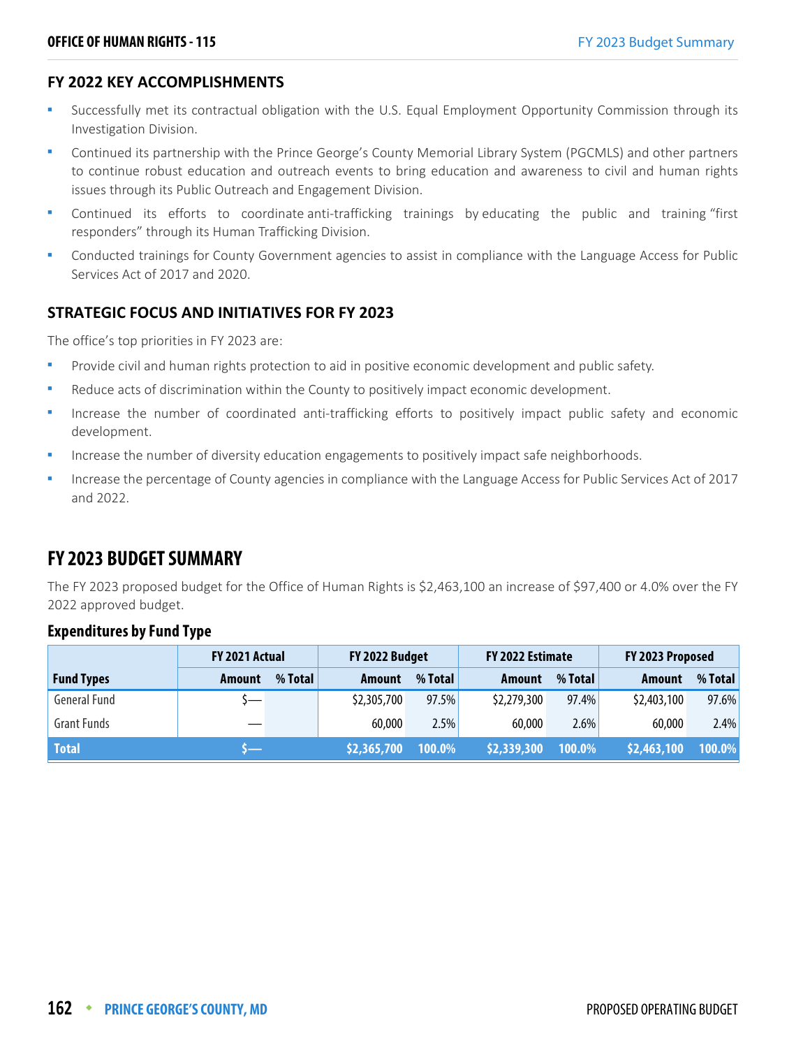## FY 2022 KEY ACCOMPLISHMENTS

- Successfully met its contractual obligation with the U.S. Equal Employment Opportunity Commission through its Investigation Division.
- Continued its partnership with the Prince George's County Memorial Library System (PGCMLS) and other partners to continue robust education and outreach events to bring education and awareness to civil and human rights issues through its Public Outreach and Engagement Division.
- Continued its efforts to coordinate anti-trafficking trainings by educating the public and training "first responders" through its Human Trafficking Division.
- Conducted trainings for County Government agencies to assist in compliance with the Language Access for Public Services Act of 2017 and 2020.

## STRATEGIC FOCUS AND INITIATIVES FOR FY 2023

The office's top priorities in FY 2023 are:

- Provide civil and human rights protection to aid in positive economic development and public safety.
- Reduce acts of discrimination within the County to positively impact economic development.
- Increase the number of coordinated anti-trafficking efforts to positively impact public safety and economic development.
- Increase the number of diversity education engagements to positively impact safe neighborhoods.
- Increase the percentage of County agencies in compliance with the Language Access for Public Services Act of 2017 and 2022.

# FY 2023 BUDGET SUMMARY

The FY 2023 proposed budget for the Office of Human Rights is $2,463,100 an increase of $97,400 or 4.0% over the FY 2022 approved budget.

### Expenditures by Fund Type

| | FY 2021 Actual | | FY 2022 Budget | | FY 2022 Estimate | | FY 2023 Proposed | |
|---|---|---|---|---|---|---|---|---|
| **Fund Types** | **Amount** | **% Total** | **Amount** | **% Total** | **Amount** | **% Total** | **Amount** | **% Total** |
| General Fund | $— | | $2,305,700 | 97.5% | $2,279,300 | 97.4% | $2,403,100 | 97.6% |
| Grant Funds | — | | 60,000 | 2.5% | 60,000 | 2.6% | 60,000 | 2.4% |
| **Total** | **$—** | | **$2,365,700** | **100.0%** | **$2,339,300** | **100.0%** | **$2,463,100** | **100.0%** |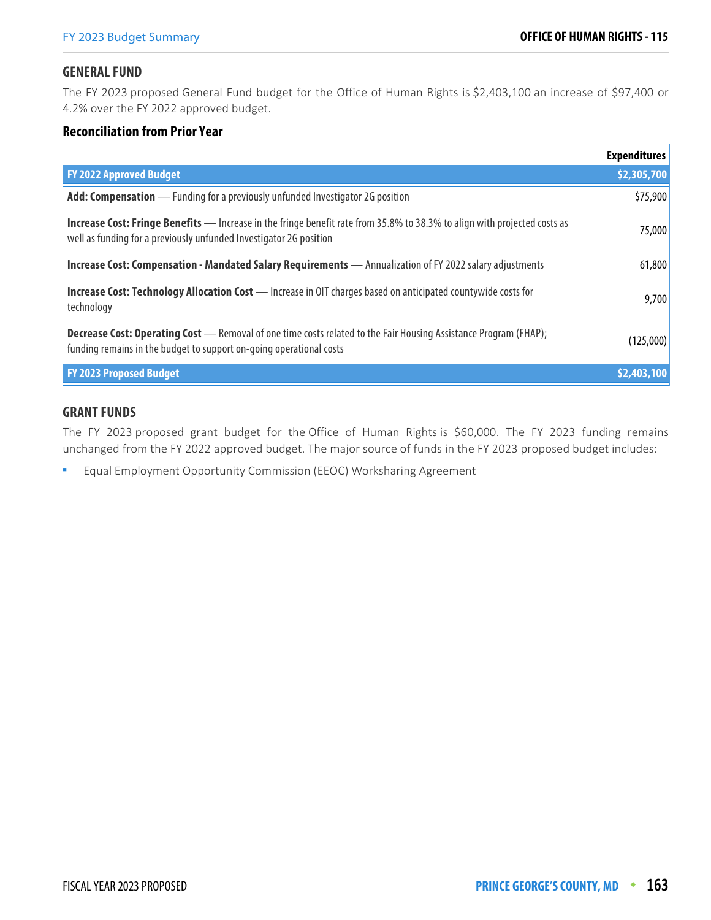## GENERAL FUND

The FY 2023 proposed General Fund budget for the Office of Human Rights is $2,403,100 an increase of $97,400 or 4.2% over the FY 2022 approved budget.

### Reconciliation from Prior Year

| | Expenditures |
|---|---|
| **FY 2022 Approved Budget** | **$2,305,700** |
| **Add: Compensation** — Funding for a previously unfunded Investigator 2G position | $75,900 |
| **Increase Cost: Fringe Benefits** — Increase in the fringe benefit rate from 35.8% to 38.3% to align with projected costs as well as funding for a previously unfunded Investigator 2G position | 75,000 |
| **Increase Cost: Compensation - Mandated Salary Requirements** — Annualization of FY 2022 salary adjustments | 61,800 |
| **Increase Cost: Technology Allocation Cost** — Increase in OIT charges based on anticipated countywide costs for technology | 9,700 |
| **Decrease Cost: Operating Cost** — Removal of one time costs related to the Fair Housing Assistance Program (FHAP); funding remains in the budget to support on-going operational costs | (125,000) |
| **FY 2023 Proposed Budget** | **$2,403,100** |

## GRANT FUNDS

The FY 2023 proposed grant budget for the Office of Human Rights is $60,000. The FY 2023 funding remains unchanged from the FY 2022 approved budget. The major source of funds in the FY 2023 proposed budget includes:

- Equal Employment Opportunity Commission (EEOC) Worksharing Agreement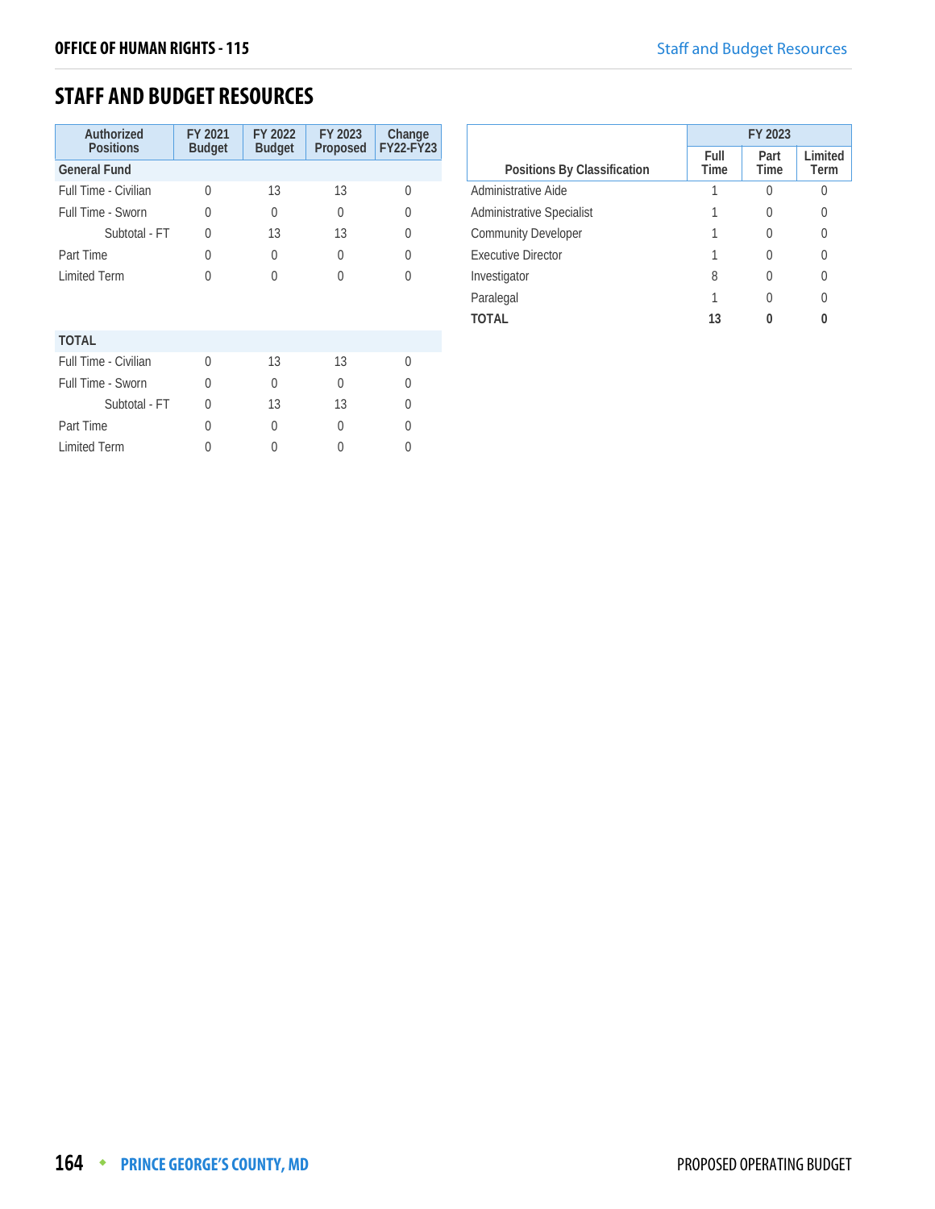## STAFF AND BUDGET RESOURCES

| Authorized Positions | FY 2021 Budget | FY 2022 Budget | FY 2023 Proposed | Change FY22-FY23 |
|---|---|---|---|---|
| **General Fund** | | | | |
| Full Time - Civilian | 0 | 13 | 13 | 0 |
| Full Time - Sworn | 0 | 0 | 0 | 0 |
| Subtotal - FT | 0 | 13 | 13 | 0 |
| Part Time | 0 | 0 | 0 | 0 |
| Limited Term | 0 | 0 | 0 | 0 |
| **TOTAL** | | | | |
| Full Time - Civilian | 0 | 13 | 13 | 0 |
| Full Time - Sworn | 0 | 0 | 0 | 0 |
| Subtotal - FT | 0 | 13 | 13 | 0 |
| Part Time | 0 | 0 | 0 | 0 |
| Limited Term | 0 | 0 | 0 | 0 |

| Positions By Classification | FY 2023 | | |
|---|---|---|---|
| | Full Time | Part Time | Limited Term |
| Administrative Aide | 1 | 0 | 0 |
| Administrative Specialist | 1 | 0 | 0 |
| Community Developer | 1 | 0 | 0 |
| Executive Director | 1 | 0 | 0 |
| Investigator | 8 | 0 | 0 |
| Paralegal | 1 | 0 | 0 |
| **TOTAL** | **13** | **0** | **0** |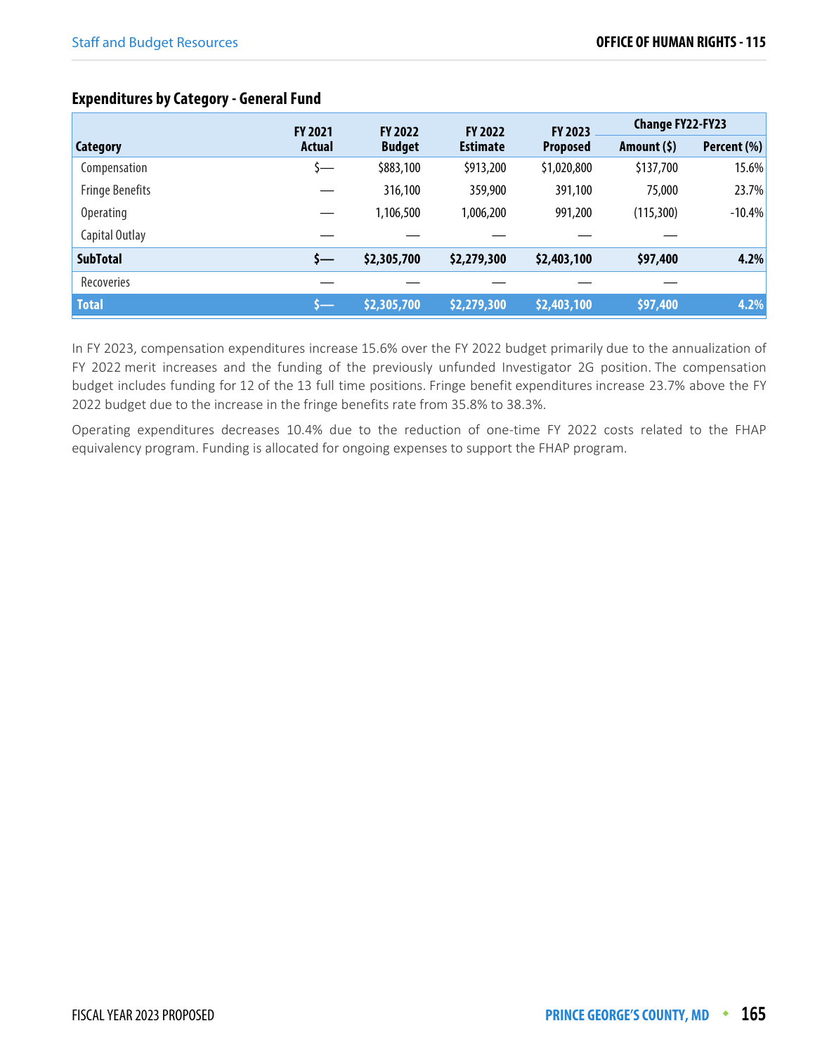### Expenditures by Category - General Fund

| Category | FY 2021 Actual | FY 2022 Budget | FY 2022 Estimate | FY 2023 Proposed | Change FY22-FY23 | |
|---|---|---|---|---|---|---|
| | | | | | Amount ($) | Percent (%) |
| Compensation | $— | $883,100 | $913,200 | $1,020,800 | $137,700 | 15.6% |
| Fringe Benefits | — | 316,100 | 359,900 | 391,100 | 75,000 | 23.7% |
| Operating | — | 1,106,500 | 1,006,200 | 991,200 | (115,300) | -10.4% |
| Capital Outlay | — | — | — | — | — | |
| **SubTotal** | **$—** | **$2,305,700** | **$2,279,300** | **$2,403,100** | **$97,400** | **4.2%** |
| Recoveries | — | — | — | — | — | |
| **Total** | **$—** | **$2,305,700** | **$2,279,300** | **$2,403,100** | **$97,400** | **4.2%** |

In FY 2023, compensation expenditures increase 15.6% over the FY 2022 budget primarily due to the annualization of FY 2022 merit increases and the funding of the previously unfunded Investigator 2G position. The compensation budget includes funding for 12 of the 13 full time positions. Fringe benefit expenditures increase 23.7% above the FY 2022 budget due to the increase in the fringe benefits rate from 35.8% to 38.3%.

Operating expenditures decreases 10.4% due to the reduction of one-time FY 2022 costs related to the FHAP equivalency program. Funding is allocated for ongoing expenses to support the FHAP program.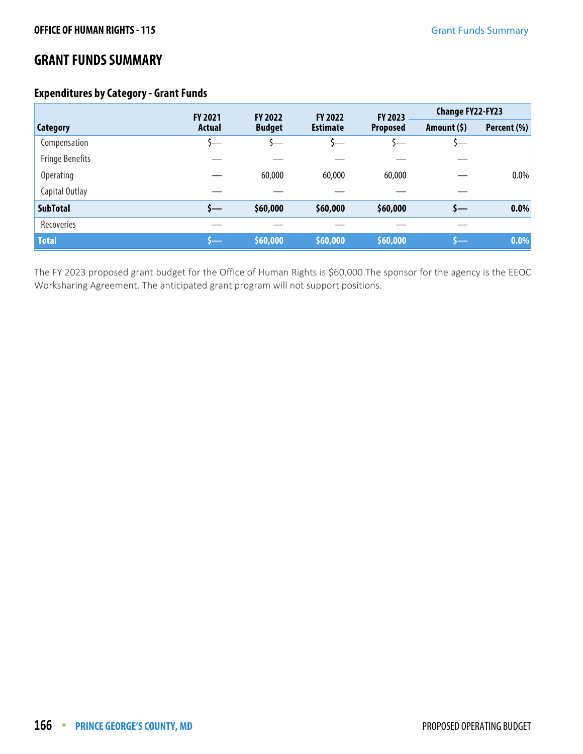# GRANT FUNDS SUMMARY

## Expenditures by Category - Grant Funds

| Category | FY 2021 Actual | FY 2022 Budget | FY 2022 Estimate | FY 2023 Proposed | Change FY22-FY23 | |
|---|---|---|---|---|---|---|
| | | | | | Amount ($) | Percent (%) |
| Compensation | $— | $— | $— | $— | $— | |
| Fringe Benefits | — | — | — | — | — | |
| Operating | — | 60,000 | 60,000 | 60,000 | — | 0.0% |
| Capital Outlay | — | — | — | — | — | |
| **SubTotal** | **$—** | **$60,000** | **$60,000** | **$60,000** | **$—** | **0.0%** |
| Recoveries | — | — | — | — | — | |
| **Total** | **$—** | **$60,000** | **$60,000** | **$60,000** | **$—** | **0.0%** |

The FY 2023 proposed grant budget for the Office of Human Rights is $60,000.The sponsor for the agency is the EEOC Worksharing Agreement. The anticipated grant program will not support positions.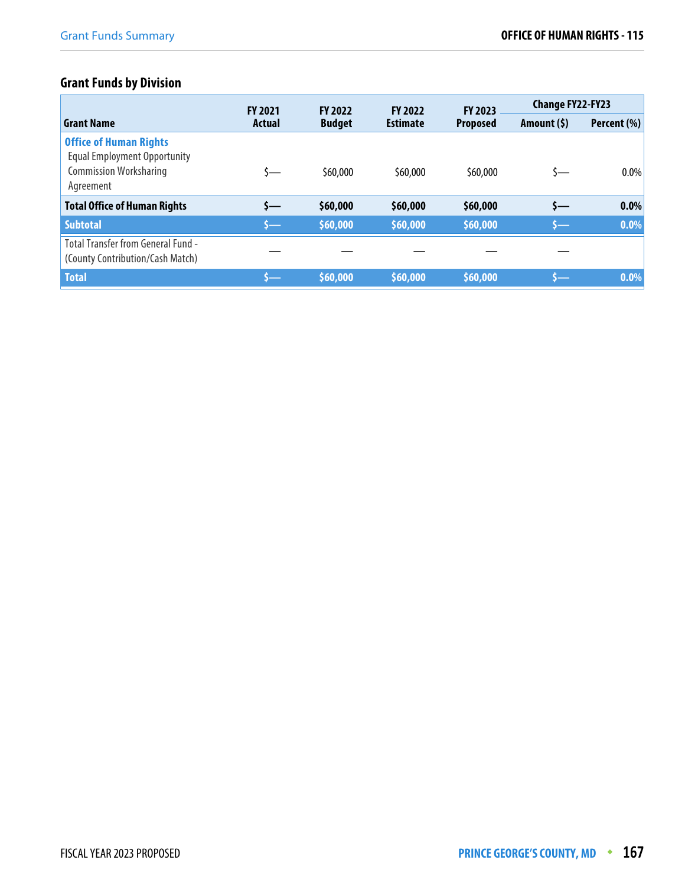## Grant Funds by Division

| Grant Name | FY 2021 Actual | FY 2022 Budget | FY 2022 Estimate | FY 2023 Proposed | Change FY22-FY23 | |
|---|---|---|---|---|---|---|
| | | | | | Amount ($) | Percent (%) |
| **Office of Human Rights** | | | | | | |
| Equal Employment Opportunity Commission Worksharing Agreement | $— | $60,000 | $60,000 | $60,000 | $— | 0.0% |
| **Total Office of Human Rights** | **$—** | **$60,000** | **$60,000** | **$60,000** | **$—** | **0.0%** |
| **Subtotal** | **$—** | **$60,000** | **$60,000** | **$60,000** | **$—** | **0.0%** |
| Total Transfer from General Fund - (County Contribution/Cash Match) | — | — | — | — | — | |
| **Total** | **$—** | **$60,000** | **$60,000** | **$60,000** | **$—** | **0.0%** |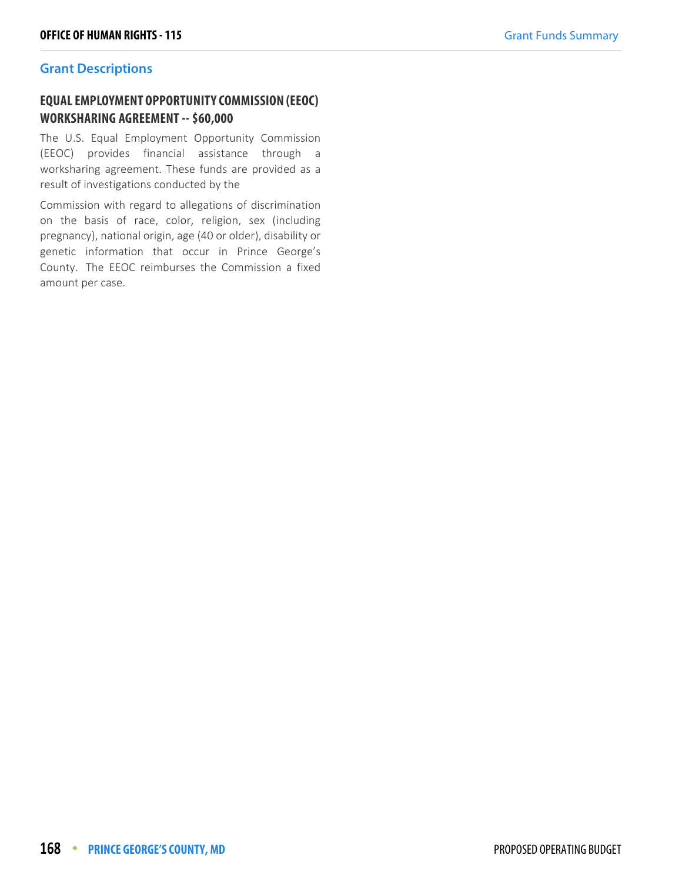## Grant Descriptions

### EQUAL EMPLOYMENT OPPORTUNITY COMMISSION (EEOC) WORKSHARING AGREEMENT -- $60,000

The U.S. Equal Employment Opportunity Commission (EEOC) provides financial assistance through a worksharing agreement. These funds are provided as a result of investigations conducted by the

Commission with regard to allegations of discrimination on the basis of race, color, religion, sex (including pregnancy), national origin, age (40 or older), disability or genetic information that occur in Prince George's County. The EEOC reimburses the Commission a fixed amount per case.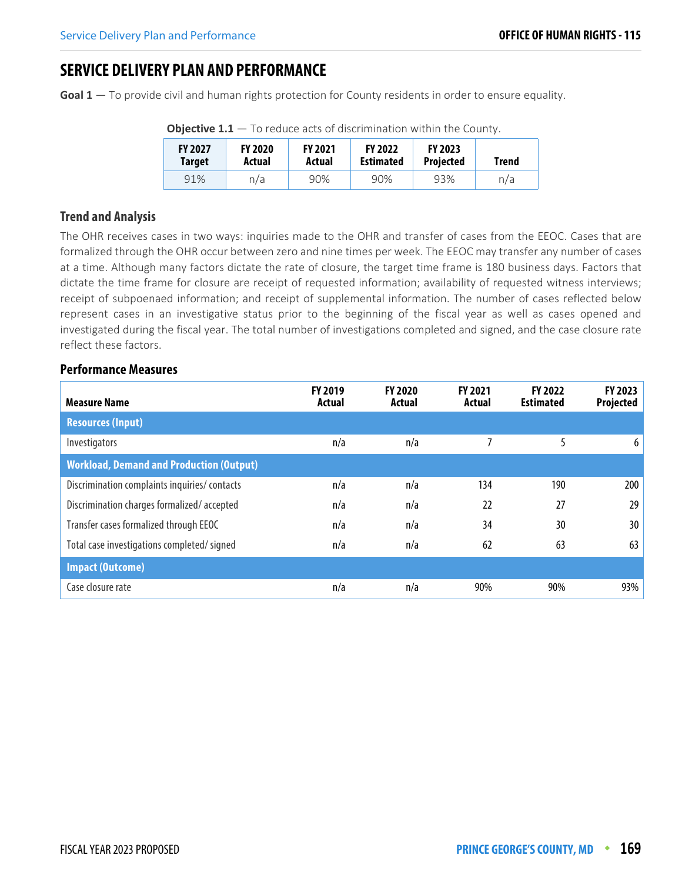# SERVICE DELIVERY PLAN AND PERFORMANCE

**Goal 1** — To provide civil and human rights protection for County residents in order to ensure equality.

**Objective 1.1** — To reduce acts of discrimination within the County.

| FY 2027 Target | FY 2020 Actual | FY 2021 Actual | FY 2022 Estimated | FY 2023 Projected | Trend |
|---|---|---|---|---|---|
| 91% | n/a | 90% | 90% | 93% | n/a |

### Trend and Analysis

The OHR receives cases in two ways: inquiries made to the OHR and transfer of cases from the EEOC. Cases that are formalized through the OHR occur between zero and nine times per week. The EEOC may transfer any number of cases at a time. Although many factors dictate the rate of closure, the target time frame is 180 business days. Factors that dictate the time frame for closure are receipt of requested information; availability of requested witness interviews; receipt of subpoenaed information; and receipt of supplemental information. The number of cases reflected below represent cases in an investigative status prior to the beginning of the fiscal year as well as cases opened and investigated during the fiscal year. The total number of investigations completed and signed, and the case closure rate reflect these factors.

### Performance Measures

| Measure Name | FY 2019 Actual | FY 2020 Actual | FY 2021 Actual | FY 2022 Estimated | FY 2023 Projected |
|---|---|---|---|---|---|
| **Resources (Input)** | | | | | |
| Investigators | n/a | n/a | 7 | 5 | 6 |
| **Workload, Demand and Production (Output)** | | | | | |
| Discrimination complaints inquiries/ contacts | n/a | n/a | 134 | 190 | 200 |
| Discrimination charges formalized/ accepted | n/a | n/a | 22 | 27 | 29 |
| Transfer cases formalized through EEOC | n/a | n/a | 34 | 30 | 30 |
| Total case investigations completed/ signed | n/a | n/a | 62 | 63 | 63 |
| **Impact (Outcome)** | | | | | |
| Case closure rate | n/a | n/a | 90% | 90% | 93% |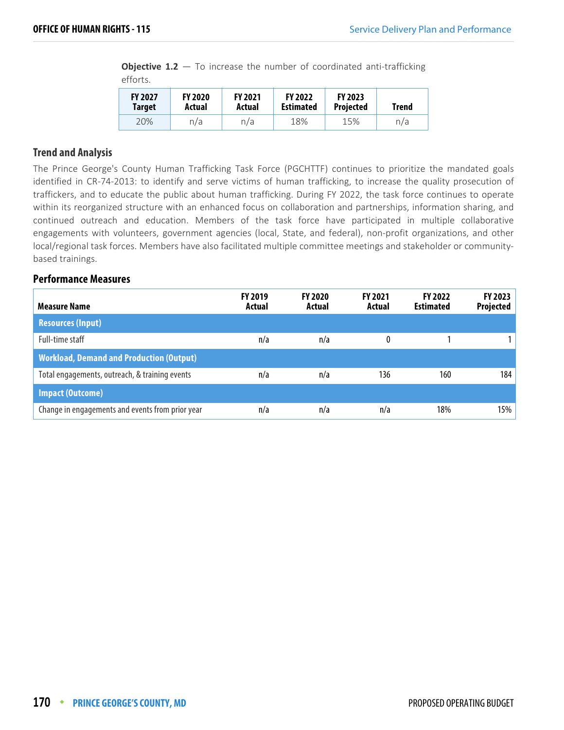**Objective 1.2** — To increase the number of coordinated anti-trafficking efforts.

| FY 2027 Target | FY 2020 Actual | FY 2021 Actual | FY 2022 Estimated | FY 2023 Projected | Trend |
|---|---|---|---|---|---|
| 20% | n/a | n/a | 18% | 15% | n/a |

### Trend and Analysis

The Prince George's County Human Trafficking Task Force (PGCHTTF) continues to prioritize the mandated goals identified in CR-74-2013: to identify and serve victims of human trafficking, to increase the quality prosecution of traffickers, and to educate the public about human trafficking. During FY 2022, the task force continues to operate within its reorganized structure with an enhanced focus on collaboration and partnerships, information sharing, and continued outreach and education. Members of the task force have participated in multiple collaborative engagements with volunteers, government agencies (local, State, and federal), non-profit organizations, and other local/regional task forces. Members have also facilitated multiple committee meetings and stakeholder or community-based trainings.

### Performance Measures

| Measure Name | FY 2019 Actual | FY 2020 Actual | FY 2021 Actual | FY 2022 Estimated | FY 2023 Projected |
|---|---|---|---|---|---|
| **Resources (Input)** | | | | | |
| Full-time staff | n/a | n/a | 0 | 1 | 1 |
| **Workload, Demand and Production (Output)** | | | | | |
| Total engagements, outreach, & training events | n/a | n/a | 136 | 160 | 184 |
| **Impact (Outcome)** | | | | | |
| Change in engagements and events from prior year | n/a | n/a | n/a | 18% | 15% |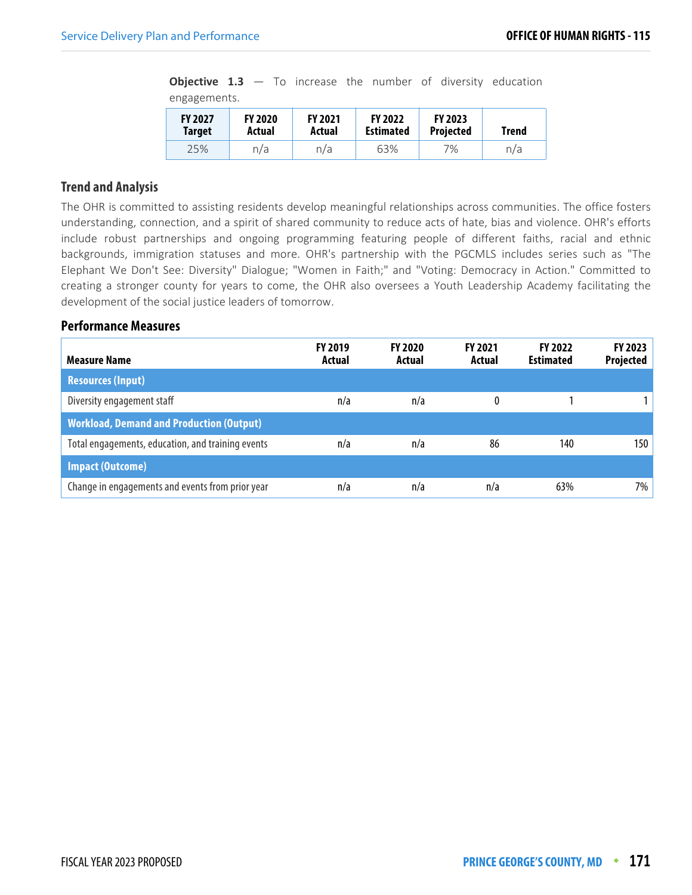**Objective 1.3** — To increase the number of diversity education engagements.

| FY 2027 Target | FY 2020 Actual | FY 2021 Actual | FY 2022 Estimated | FY 2023 Projected | Trend |
|---|---|---|---|---|---|
| 25% | n/a | n/a | 63% | 7% | n/a |

### Trend and Analysis

The OHR is committed to assisting residents develop meaningful relationships across communities. The office fosters understanding, connection, and a spirit of shared community to reduce acts of hate, bias and violence. OHR's efforts include robust partnerships and ongoing programming featuring people of different faiths, racial and ethnic backgrounds, immigration statuses and more. OHR's partnership with the PGCMLS includes series such as "The Elephant We Don't See: Diversity" Dialogue; "Women in Faith;" and "Voting: Democracy in Action." Committed to creating a stronger county for years to come, the OHR also oversees a Youth Leadership Academy facilitating the development of the social justice leaders of tomorrow.

### Performance Measures

| Measure Name | FY 2019 Actual | FY 2020 Actual | FY 2021 Actual | FY 2022 Estimated | FY 2023 Projected |
|---|---|---|---|---|---|
| **Resources (Input)** | | | | | |
| Diversity engagement staff | n/a | n/a | 0 | 1 | 1 |
| **Workload, Demand and Production (Output)** | | | | | |
| Total engagements, education, and training events | n/a | n/a | 86 | 140 | 150 |
| **Impact (Outcome)** | | | | | |
| Change in engagements and events from prior year | n/a | n/a | n/a | 63% | 7% |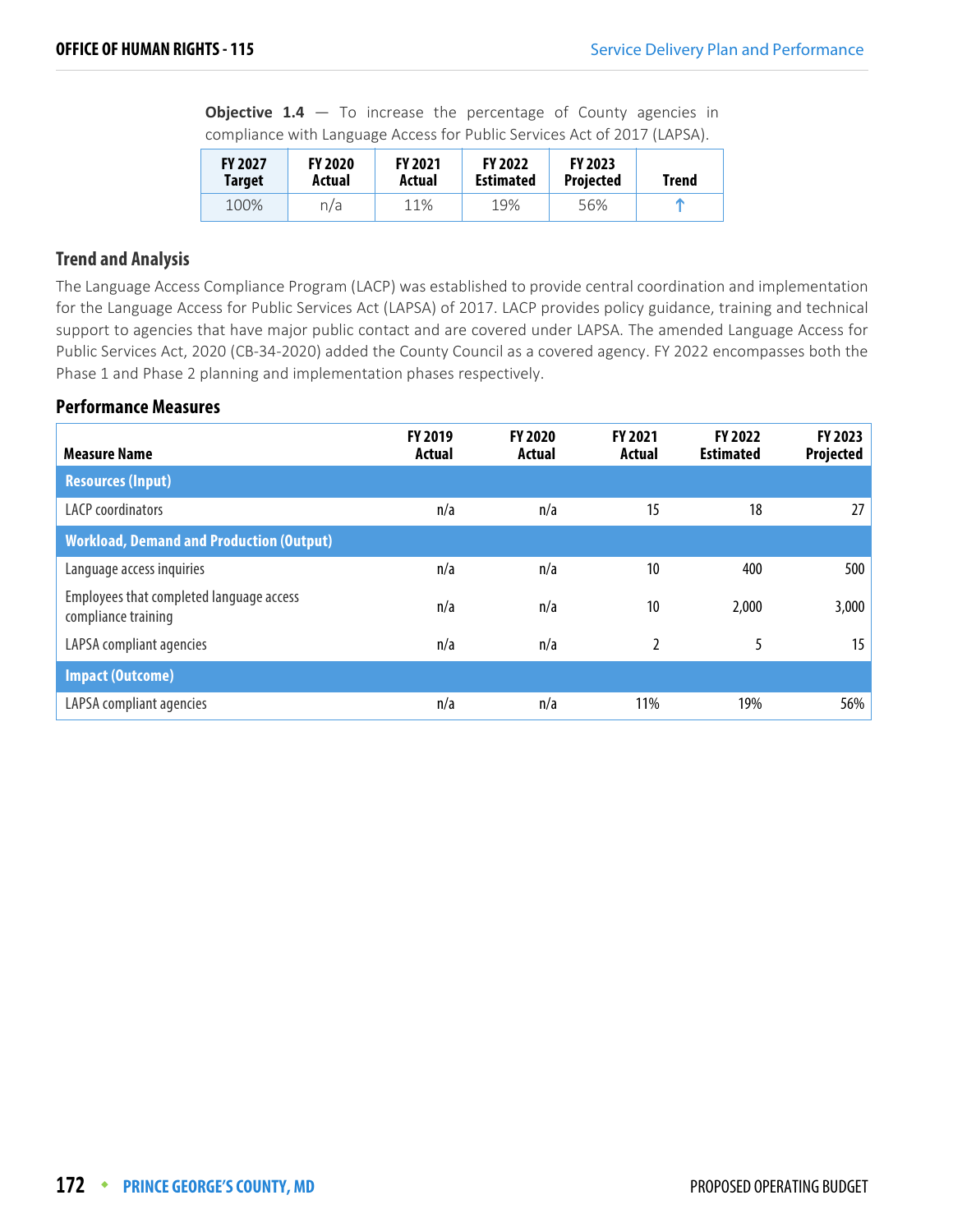**Objective 1.4** — To increase the percentage of County agencies in compliance with Language Access for Public Services Act of 2017 (LAPSA).

| FY 2027 Target | FY 2020 Actual | FY 2021 Actual | FY 2022 Estimated | FY 2023 Projected | Trend |
|---|---|---|---|---|---|
| 100% | n/a | 11% | 19% | 56% | ↑ |

### Trend and Analysis

The Language Access Compliance Program (LACP) was established to provide central coordination and implementation for the Language Access for Public Services Act (LAPSA) of 2017. LACP provides policy guidance, training and technical support to agencies that have major public contact and are covered under LAPSA. The amended Language Access for Public Services Act, 2020 (CB-34-2020) added the County Council as a covered agency. FY 2022 encompasses both the Phase 1 and Phase 2 planning and implementation phases respectively.

### Performance Measures

| Measure Name | FY 2019 Actual | FY 2020 Actual | FY 2021 Actual | FY 2022 Estimated | FY 2023 Projected |
|---|---|---|---|---|---|
| **Resources (Input)** | | | | | |
| LACP coordinators | n/a | n/a | 15 | 18 | 27 |
| **Workload, Demand and Production (Output)** | | | | | |
| Language access inquiries | n/a | n/a | 10 | 400 | 500 |
| Employees that completed language access compliance training | n/a | n/a | 10 | 2,000 | 3,000 |
| LAPSA compliant agencies | n/a | n/a | 2 | 5 | 15 |
| **Impact (Outcome)** | | | | | |
| LAPSA compliant agencies | n/a | n/a | 11% | 19% | 56% |